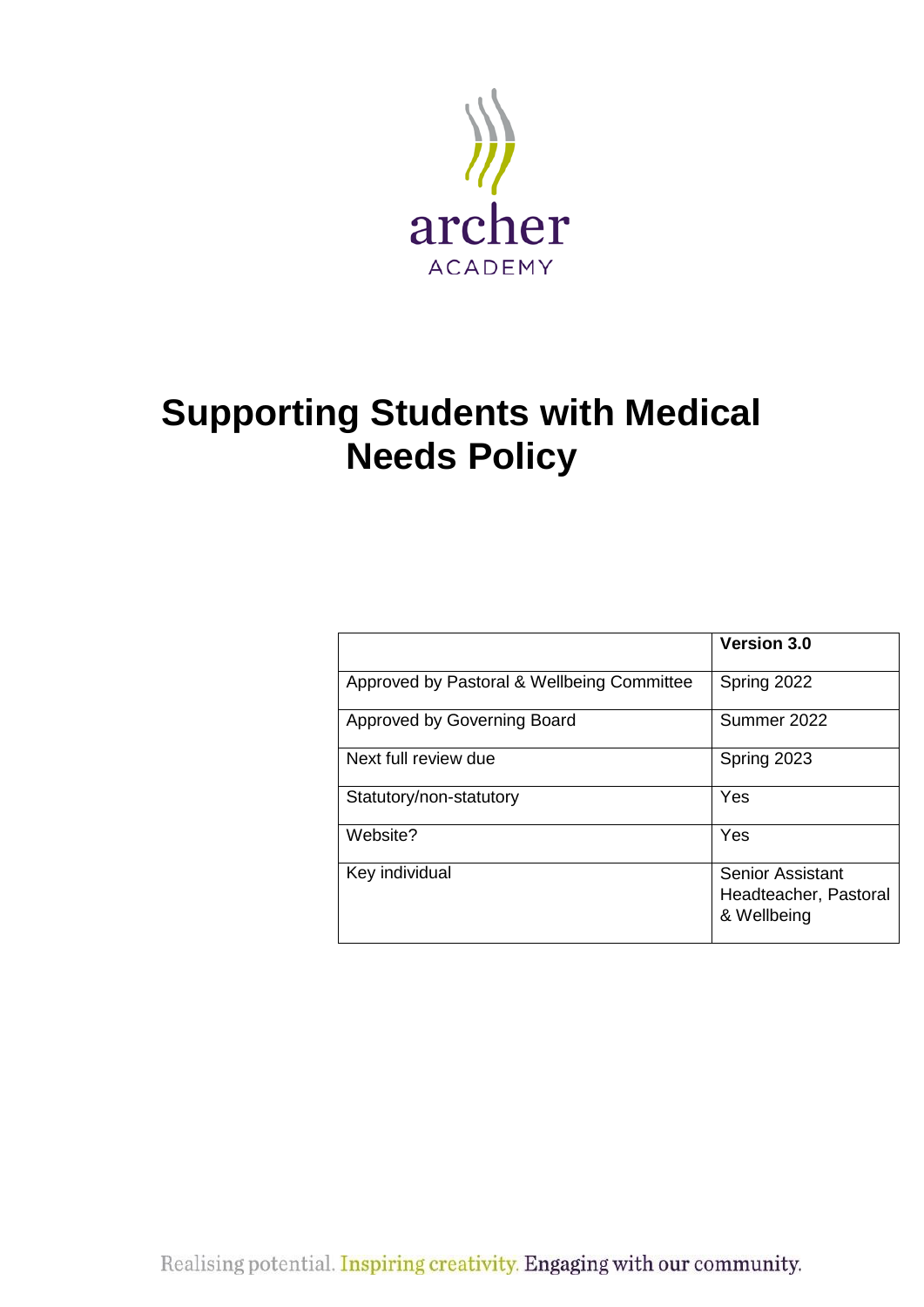archer

ACADEMY

# Supporting Students with Medical Needs Policy

| | **Version 3.0** |
|---|---|
| Approved by Pastoral & Wellbeing Committee | Spring 2022 |
| Approved by Governing Board | Summer 2022 |
| Next full review due | Spring 2023 |
| Statutory/non-statutory | Yes |
| Website? | Yes |
| Key individual | Senior Assistant Headteacher, Pastoral & Wellbeing |

Realising potential. Inspiring creativity. Engaging with our community.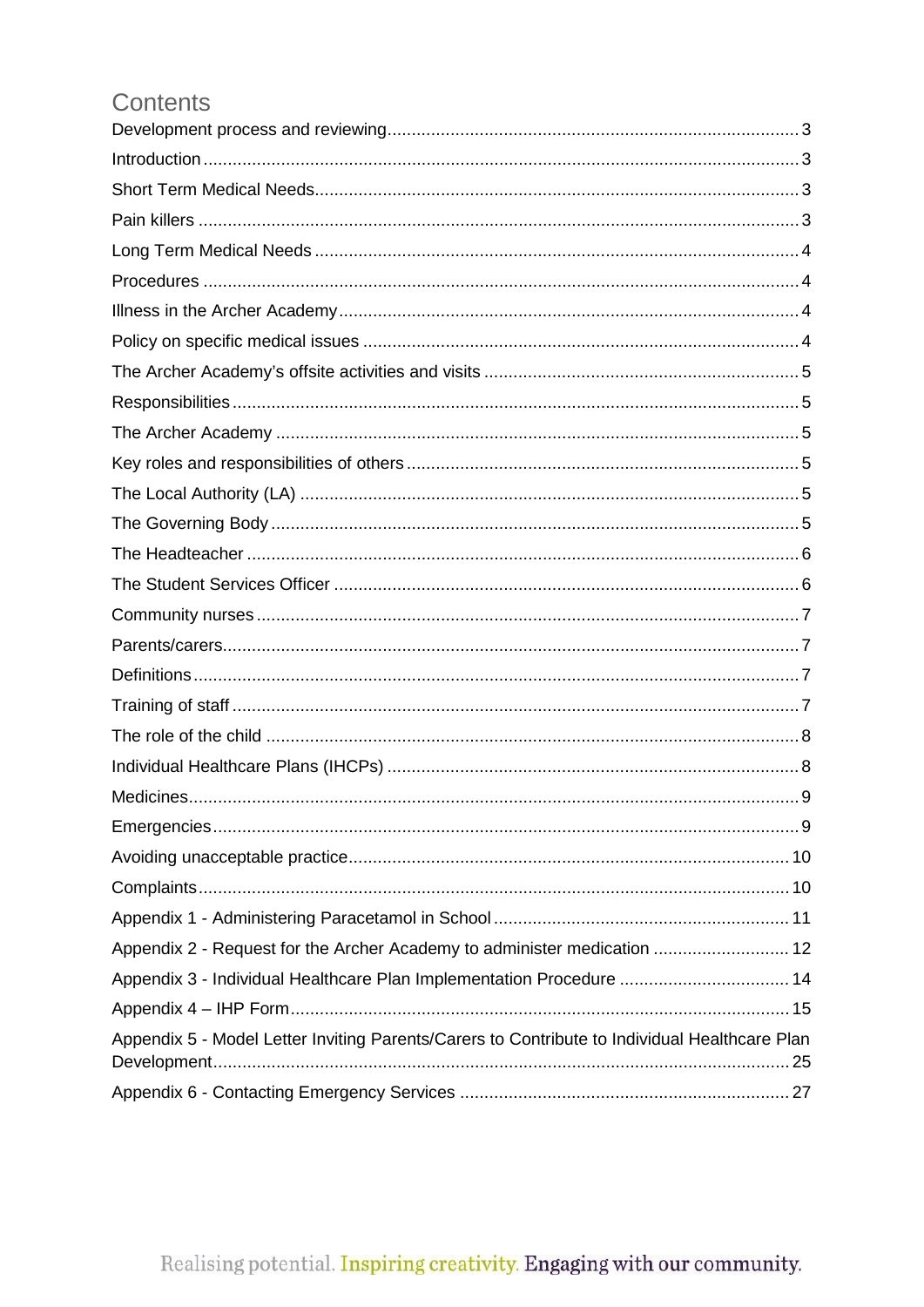# Contents

- Development process and reviewing ... 3
- Introduction ... 3
- Short Term Medical Needs ... 3
- Pain killers ... 3
- Long Term Medical Needs ... 4
- Procedures ... 4
- Illness in the Archer Academy ... 4
- Policy on specific medical issues ... 4
- The Archer Academy's offsite activities and visits ... 5
- Responsibilities ... 5
- The Archer Academy ... 5
- Key roles and responsibilities of others ... 5
- The Local Authority (LA) ... 5
- The Governing Body ... 5
- The Headteacher ... 6
- The Student Services Officer ... 6
- Community nurses ... 7
- Parents/carers ... 7
- Definitions ... 7
- Training of staff ... 7
- The role of the child ... 8
- Individual Healthcare Plans (IHCPs) ... 8
- Medicines ... 9
- Emergencies ... 9
- Avoiding unacceptable practice ... 10
- Complaints ... 10
- Appendix 1 - Administering Paracetamol in School ... 11
- Appendix 2 - Request for the Archer Academy to administer medication ... 12
- Appendix 3 - Individual Healthcare Plan Implementation Procedure ... 14
- Appendix 4 – IHP Form ... 15
- Appendix 5 - Model Letter Inviting Parents/Carers to Contribute to Individual Healthcare Plan Development ... 25
- Appendix 6 - Contacting Emergency Services ... 27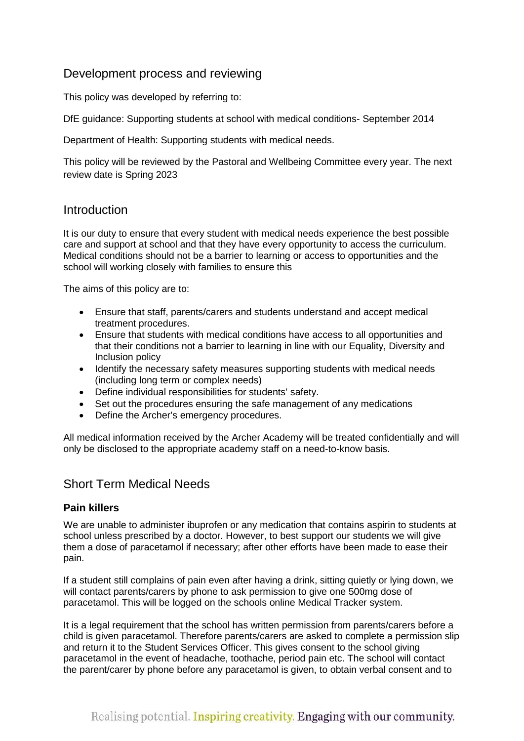## Development process and reviewing

This policy was developed by referring to:

DfE guidance: Supporting students at school with medical conditions- September 2014

Department of Health: Supporting students with medical needs.

This policy will be reviewed by the Pastoral and Wellbeing Committee every year. The next review date is Spring 2023

## Introduction

It is our duty to ensure that every student with medical needs experience the best possible care and support at school and that they have every opportunity to access the curriculum. Medical conditions should not be a barrier to learning or access to opportunities and the school will working closely with families to ensure this

The aims of this policy are to:

- Ensure that staff, parents/carers and students understand and accept medical treatment procedures.
- Ensure that students with medical conditions have access to all opportunities and that their conditions not a barrier to learning in line with our Equality, Diversity and Inclusion policy
- Identify the necessary safety measures supporting students with medical needs (including long term or complex needs)
- Define individual responsibilities for students' safety.
- Set out the procedures ensuring the safe management of any medications
- Define the Archer's emergency procedures.

All medical information received by the Archer Academy will be treated confidentially and will only be disclosed to the appropriate academy staff on a need-to-know basis.

## Short Term Medical Needs

### Pain killers

We are unable to administer ibuprofen or any medication that contains aspirin to students at school unless prescribed by a doctor. However, to best support our students we will give them a dose of paracetamol if necessary; after other efforts have been made to ease their pain.

If a student still complains of pain even after having a drink, sitting quietly or lying down, we will contact parents/carers by phone to ask permission to give one 500mg dose of paracetamol. This will be logged on the schools online Medical Tracker system.

It is a legal requirement that the school has written permission from parents/carers before a child is given paracetamol. Therefore parents/carers are asked to complete a permission slip and return it to the Student Services Officer. This gives consent to the school giving paracetamol in the event of headache, toothache, period pain etc. The school will contact the parent/carer by phone before any paracetamol is given, to obtain verbal consent and to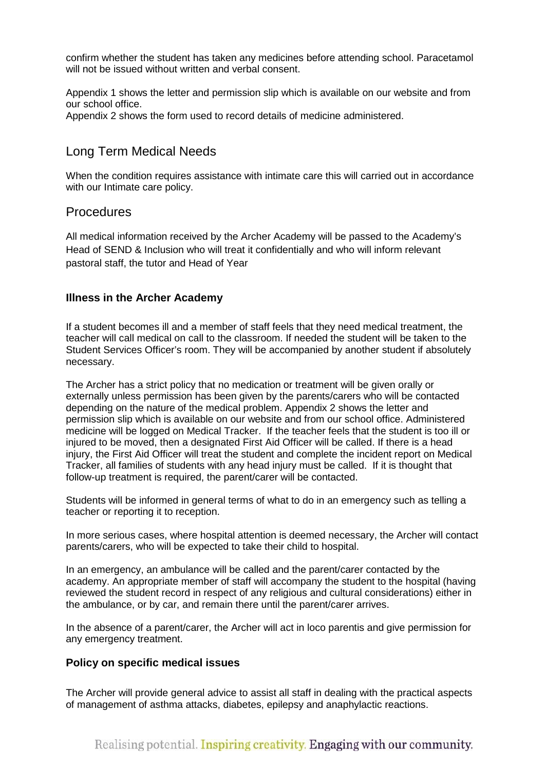confirm whether the student has taken any medicines before attending school. Paracetamol will not be issued without written and verbal consent.

Appendix 1 shows the letter and permission slip which is available on our website and from our school office.
Appendix 2 shows the form used to record details of medicine administered.

## Long Term Medical Needs

When the condition requires assistance with intimate care this will carried out in accordance with our Intimate care policy.

## Procedures

All medical information received by the Archer Academy will be passed to the Academy's Head of SEND & Inclusion who will treat it confidentially and who will inform relevant pastoral staff, the tutor and Head of Year

### Illness in the Archer Academy

If a student becomes ill and a member of staff feels that they need medical treatment, the teacher will call medical on call to the classroom. If needed the student will be taken to the Student Services Officer's room. They will be accompanied by another student if absolutely necessary.

The Archer has a strict policy that no medication or treatment will be given orally or externally unless permission has been given by the parents/carers who will be contacted depending on the nature of the medical problem. Appendix 2 shows the letter and permission slip which is available on our website and from our school office. Administered medicine will be logged on Medical Tracker. If the teacher feels that the student is too ill or injured to be moved, then a designated First Aid Officer will be called. If there is a head injury, the First Aid Officer will treat the student and complete the incident report on Medical Tracker, all families of students with any head injury must be called. If it is thought that follow-up treatment is required, the parent/carer will be contacted.

Students will be informed in general terms of what to do in an emergency such as telling a teacher or reporting it to reception.

In more serious cases, where hospital attention is deemed necessary, the Archer will contact parents/carers, who will be expected to take their child to hospital.

In an emergency, an ambulance will be called and the parent/carer contacted by the academy. An appropriate member of staff will accompany the student to the hospital (having reviewed the student record in respect of any religious and cultural considerations) either in the ambulance, or by car, and remain there until the parent/carer arrives.

In the absence of a parent/carer, the Archer will act in loco parentis and give permission for any emergency treatment.

### Policy on specific medical issues

The Archer will provide general advice to assist all staff in dealing with the practical aspects of management of asthma attacks, diabetes, epilepsy and anaphylactic reactions.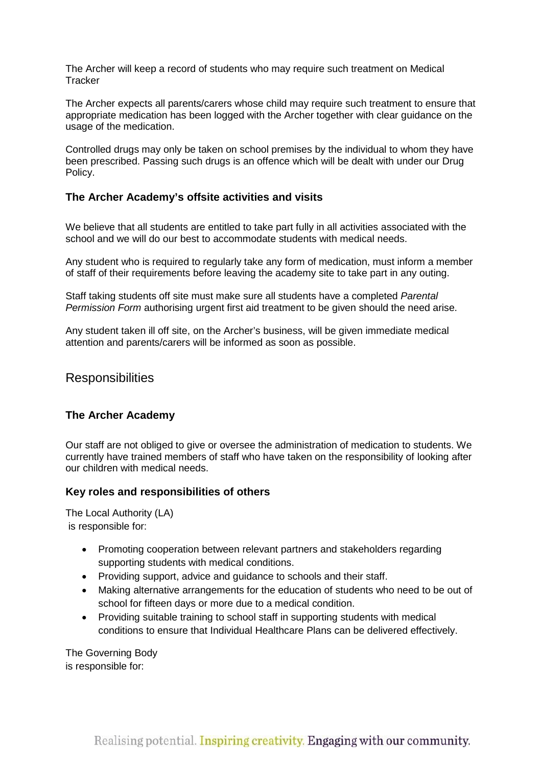The Archer will keep a record of students who may require such treatment on Medical Tracker

The Archer expects all parents/carers whose child may require such treatment to ensure that appropriate medication has been logged with the Archer together with clear guidance on the usage of the medication.

Controlled drugs may only be taken on school premises by the individual to whom they have been prescribed. Passing such drugs is an offence which will be dealt with under our Drug Policy.

### The Archer Academy's offsite activities and visits

We believe that all students are entitled to take part fully in all activities associated with the school and we will do our best to accommodate students with medical needs.

Any student who is required to regularly take any form of medication, must inform a member of staff of their requirements before leaving the academy site to take part in any outing.

Staff taking students off site must make sure all students have a completed *Parental Permission Form* authorising urgent first aid treatment to be given should the need arise.

Any student taken ill off site, on the Archer's business, will be given immediate medical attention and parents/carers will be informed as soon as possible.

## Responsibilities

### The Archer Academy

Our staff are not obliged to give or oversee the administration of medication to students. We currently have trained members of staff who have taken on the responsibility of looking after our children with medical needs.

### Key roles and responsibilities of others

The Local Authority (LA)
is responsible for:

- Promoting cooperation between relevant partners and stakeholders regarding supporting students with medical conditions.
- Providing support, advice and guidance to schools and their staff.
- Making alternative arrangements for the education of students who need to be out of school for fifteen days or more due to a medical condition.
- Providing suitable training to school staff in supporting students with medical conditions to ensure that Individual Healthcare Plans can be delivered effectively.

The Governing Body
is responsible for: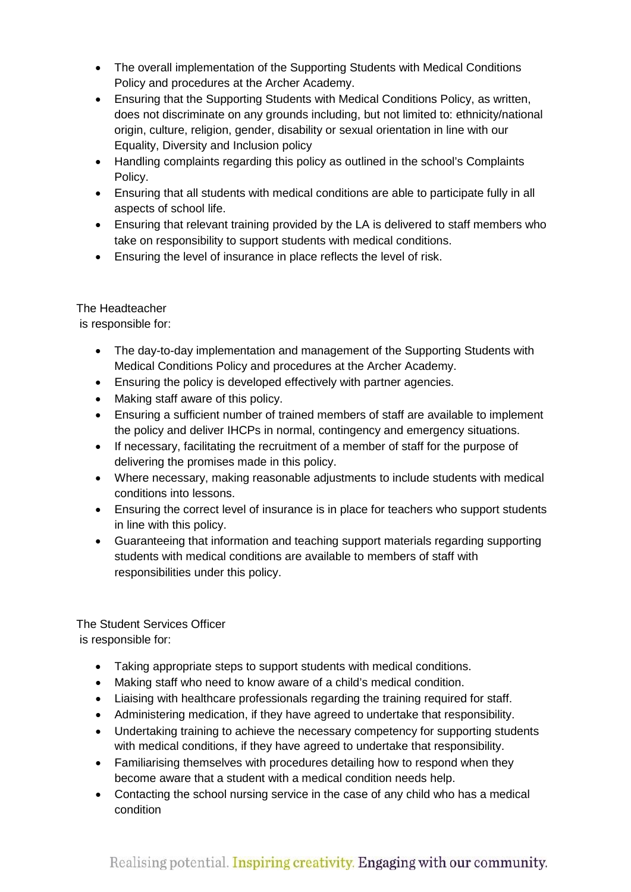- The overall implementation of the Supporting Students with Medical Conditions Policy and procedures at the Archer Academy.
- Ensuring that the Supporting Students with Medical Conditions Policy, as written, does not discriminate on any grounds including, but not limited to: ethnicity/national origin, culture, religion, gender, disability or sexual orientation in line with our Equality, Diversity and Inclusion policy
- Handling complaints regarding this policy as outlined in the school's Complaints Policy.
- Ensuring that all students with medical conditions are able to participate fully in all aspects of school life.
- Ensuring that relevant training provided by the LA is delivered to staff members who take on responsibility to support students with medical conditions.
- Ensuring the level of insurance in place reflects the level of risk.

The Headteacher
is responsible for:

- The day-to-day implementation and management of the Supporting Students with Medical Conditions Policy and procedures at the Archer Academy.
- Ensuring the policy is developed effectively with partner agencies.
- Making staff aware of this policy.
- Ensuring a sufficient number of trained members of staff are available to implement the policy and deliver IHCPs in normal, contingency and emergency situations.
- If necessary, facilitating the recruitment of a member of staff for the purpose of delivering the promises made in this policy.
- Where necessary, making reasonable adjustments to include students with medical conditions into lessons.
- Ensuring the correct level of insurance is in place for teachers who support students in line with this policy.
- Guaranteeing that information and teaching support materials regarding supporting students with medical conditions are available to members of staff with responsibilities under this policy.

The Student Services Officer
is responsible for:

- Taking appropriate steps to support students with medical conditions.
- Making staff who need to know aware of a child's medical condition.
- Liaising with healthcare professionals regarding the training required for staff.
- Administering medication, if they have agreed to undertake that responsibility.
- Undertaking training to achieve the necessary competency for supporting students with medical conditions, if they have agreed to undertake that responsibility.
- Familiarising themselves with procedures detailing how to respond when they become aware that a student with a medical condition needs help.
- Contacting the school nursing service in the case of any child who has a medical condition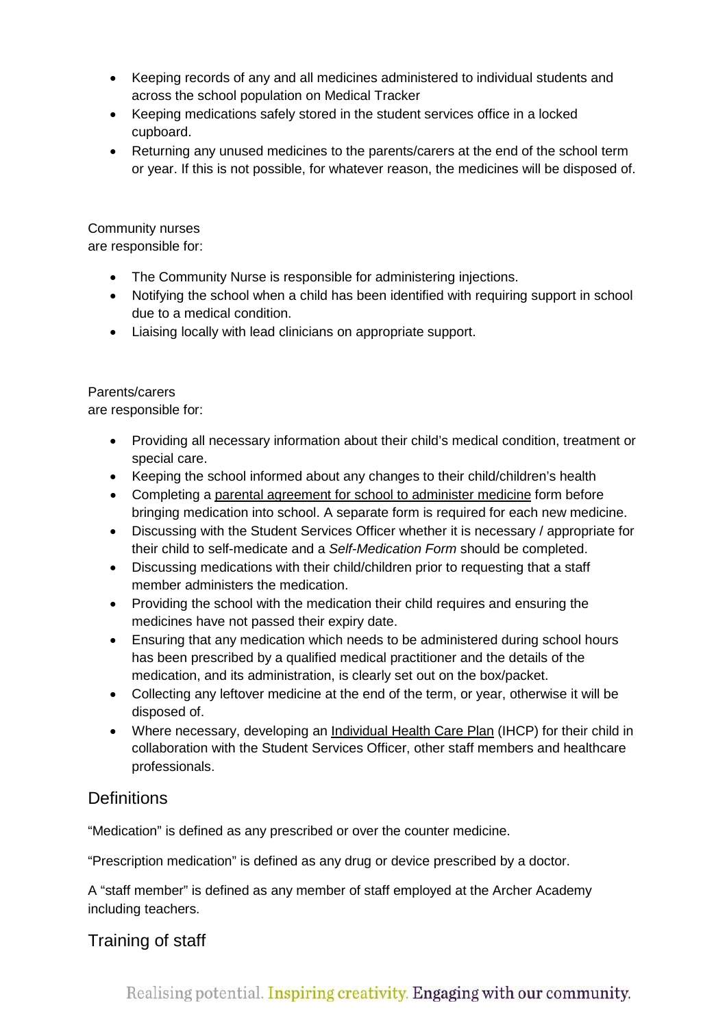- Keeping records of any and all medicines administered to individual students and across the school population on Medical Tracker
- Keeping medications safely stored in the student services office in a locked cupboard.
- Returning any unused medicines to the parents/carers at the end of the school term or year. If this is not possible, for whatever reason, the medicines will be disposed of.

Community nurses
are responsible for:

- The Community Nurse is responsible for administering injections.
- Notifying the school when a child has been identified with requiring support in school due to a medical condition.
- Liaising locally with lead clinicians on appropriate support.

Parents/carers
are responsible for:

- Providing all necessary information about their child's medical condition, treatment or special care.
- Keeping the school informed about any changes to their child/children's health
- Completing a parental agreement for school to administer medicine form before bringing medication into school. A separate form is required for each new medicine.
- Discussing with the Student Services Officer whether it is necessary / appropriate for their child to self-medicate and a *Self-Medication Form* should be completed.
- Discussing medications with their child/children prior to requesting that a staff member administers the medication.
- Providing the school with the medication their child requires and ensuring the medicines have not passed their expiry date.
- Ensuring that any medication which needs to be administered during school hours has been prescribed by a qualified medical practitioner and the details of the medication, and its administration, is clearly set out on the box/packet.
- Collecting any leftover medicine at the end of the term, or year, otherwise it will be disposed of.
- Where necessary, developing an Individual Health Care Plan (IHCP) for their child in collaboration with the Student Services Officer, other staff members and healthcare professionals.

## Definitions

"Medication" is defined as any prescribed or over the counter medicine.

"Prescription medication" is defined as any drug or device prescribed by a doctor.

A "staff member" is defined as any member of staff employed at the Archer Academy including teachers.

## Training of staff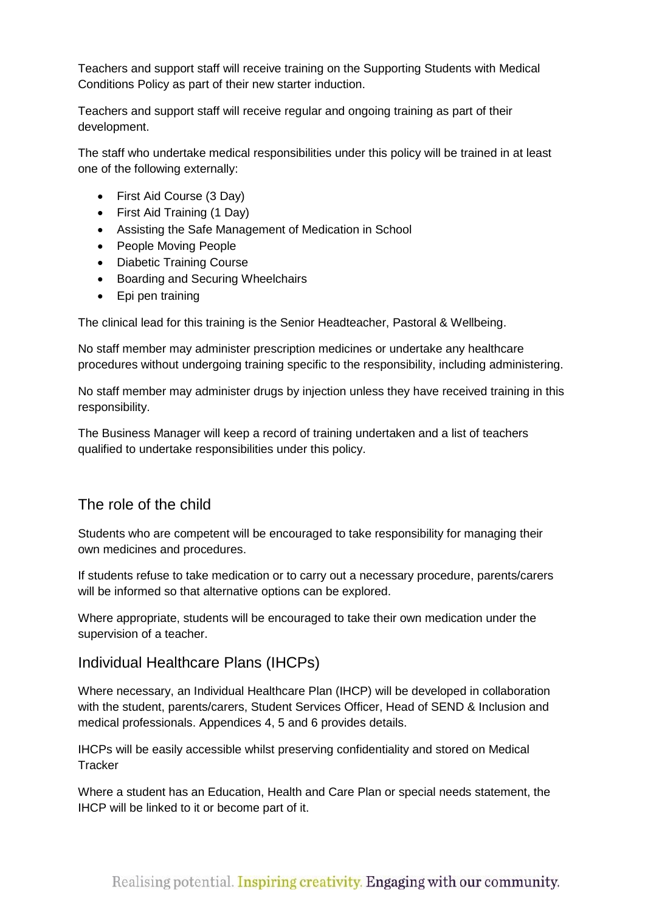Teachers and support staff will receive training on the Supporting Students with Medical Conditions Policy as part of their new starter induction.

Teachers and support staff will receive regular and ongoing training as part of their development.

The staff who undertake medical responsibilities under this policy will be trained in at least one of the following externally:

- First Aid Course (3 Day)
- First Aid Training (1 Day)
- Assisting the Safe Management of Medication in School
- People Moving People
- Diabetic Training Course
- Boarding and Securing Wheelchairs
- Epi pen training

The clinical lead for this training is the Senior Headteacher, Pastoral & Wellbeing.

No staff member may administer prescription medicines or undertake any healthcare procedures without undergoing training specific to the responsibility, including administering.

No staff member may administer drugs by injection unless they have received training in this responsibility.

The Business Manager will keep a record of training undertaken and a list of teachers qualified to undertake responsibilities under this policy.

## The role of the child

Students who are competent will be encouraged to take responsibility for managing their own medicines and procedures.

If students refuse to take medication or to carry out a necessary procedure, parents/carers will be informed so that alternative options can be explored.

Where appropriate, students will be encouraged to take their own medication under the supervision of a teacher.

## Individual Healthcare Plans (IHCPs)

Where necessary, an Individual Healthcare Plan (IHCP) will be developed in collaboration with the student, parents/carers, Student Services Officer, Head of SEND & Inclusion and medical professionals. Appendices 4, 5 and 6 provides details.

IHCPs will be easily accessible whilst preserving confidentiality and stored on Medical Tracker

Where a student has an Education, Health and Care Plan or special needs statement, the IHCP will be linked to it or become part of it.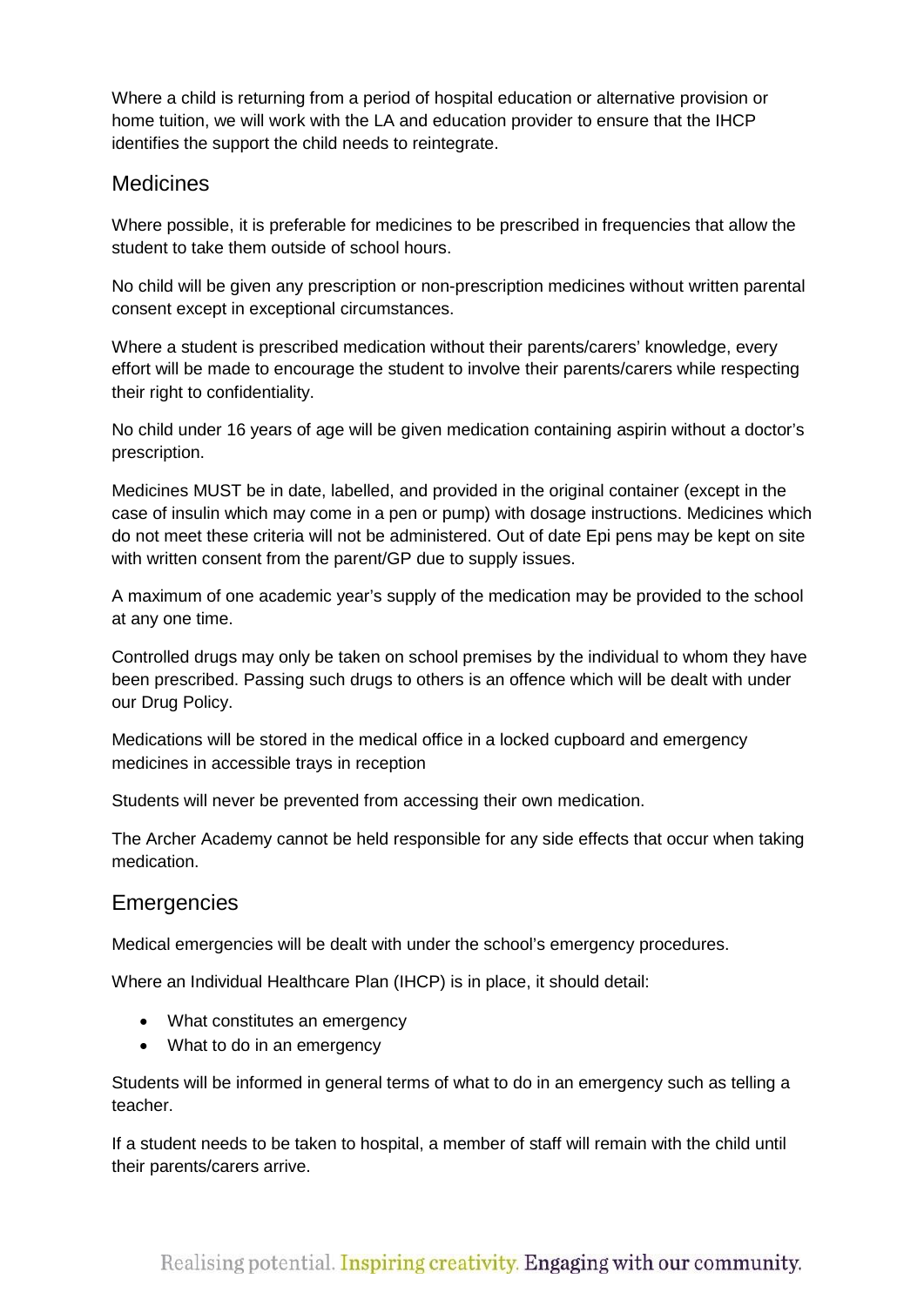Where a child is returning from a period of hospital education or alternative provision or home tuition, we will work with the LA and education provider to ensure that the IHCP identifies the support the child needs to reintegrate.

## Medicines

Where possible, it is preferable for medicines to be prescribed in frequencies that allow the student to take them outside of school hours.

No child will be given any prescription or non-prescription medicines without written parental consent except in exceptional circumstances.

Where a student is prescribed medication without their parents/carers' knowledge, every effort will be made to encourage the student to involve their parents/carers while respecting their right to confidentiality.

No child under 16 years of age will be given medication containing aspirin without a doctor's prescription.

Medicines MUST be in date, labelled, and provided in the original container (except in the case of insulin which may come in a pen or pump) with dosage instructions. Medicines which do not meet these criteria will not be administered. Out of date Epi pens may be kept on site with written consent from the parent/GP due to supply issues.

A maximum of one academic year's supply of the medication may be provided to the school at any one time.

Controlled drugs may only be taken on school premises by the individual to whom they have been prescribed. Passing such drugs to others is an offence which will be dealt with under our Drug Policy.

Medications will be stored in the medical office in a locked cupboard and emergency medicines in accessible trays in reception

Students will never be prevented from accessing their own medication.

The Archer Academy cannot be held responsible for any side effects that occur when taking medication.

## Emergencies

Medical emergencies will be dealt with under the school's emergency procedures.

Where an Individual Healthcare Plan (IHCP) is in place, it should detail:

- What constitutes an emergency
- What to do in an emergency

Students will be informed in general terms of what to do in an emergency such as telling a teacher.

If a student needs to be taken to hospital, a member of staff will remain with the child until their parents/carers arrive.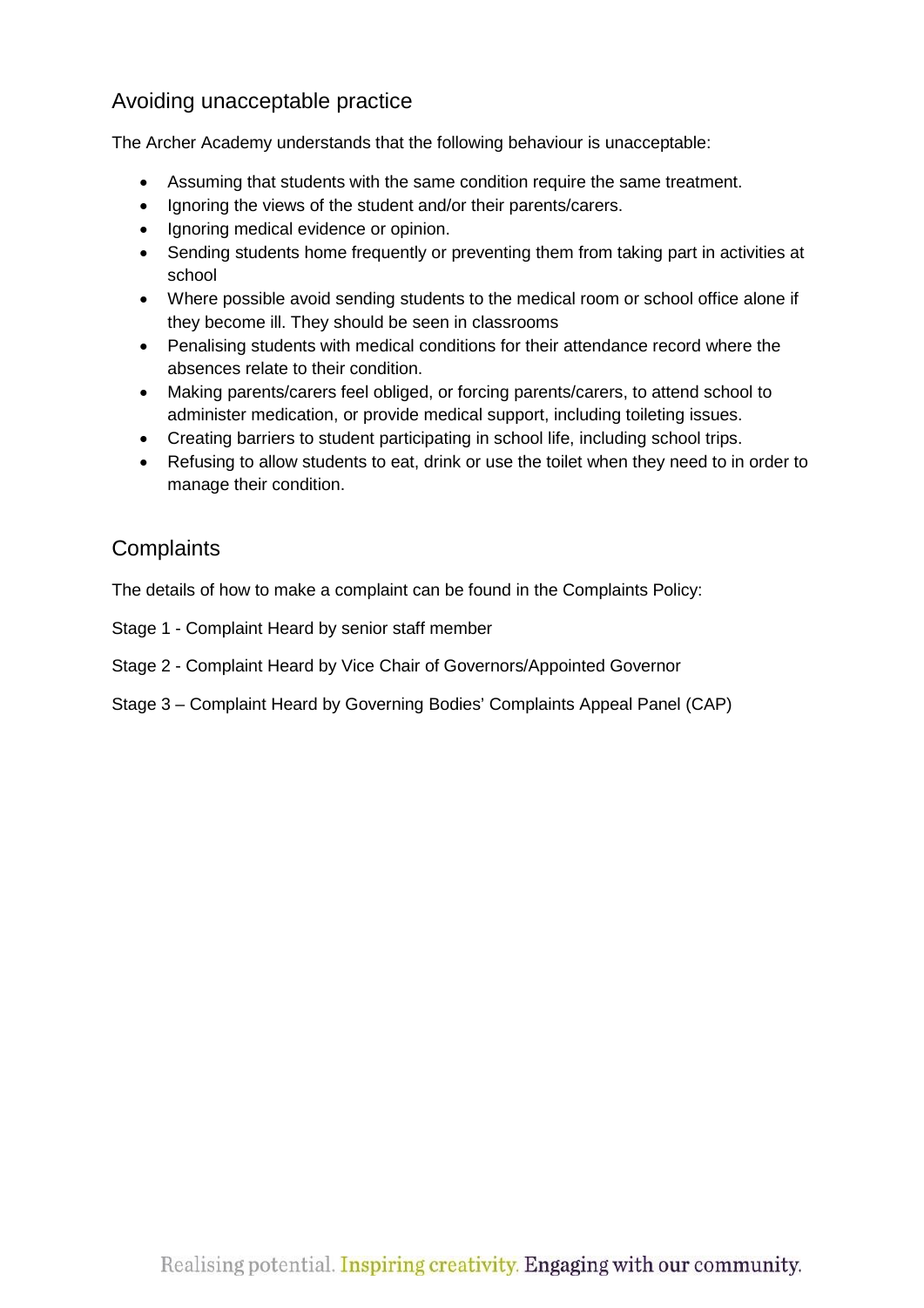## Avoiding unacceptable practice

The Archer Academy understands that the following behaviour is unacceptable:

- Assuming that students with the same condition require the same treatment.
- Ignoring the views of the student and/or their parents/carers.
- Ignoring medical evidence or opinion.
- Sending students home frequently or preventing them from taking part in activities at school
- Where possible avoid sending students to the medical room or school office alone if they become ill. They should be seen in classrooms
- Penalising students with medical conditions for their attendance record where the absences relate to their condition.
- Making parents/carers feel obliged, or forcing parents/carers, to attend school to administer medication, or provide medical support, including toileting issues.
- Creating barriers to student participating in school life, including school trips.
- Refusing to allow students to eat, drink or use the toilet when they need to in order to manage their condition.

## Complaints

The details of how to make a complaint can be found in the Complaints Policy:

Stage 1 - Complaint Heard by senior staff member

Stage 2 - Complaint Heard by Vice Chair of Governors/Appointed Governor

Stage 3 – Complaint Heard by Governing Bodies' Complaints Appeal Panel (CAP)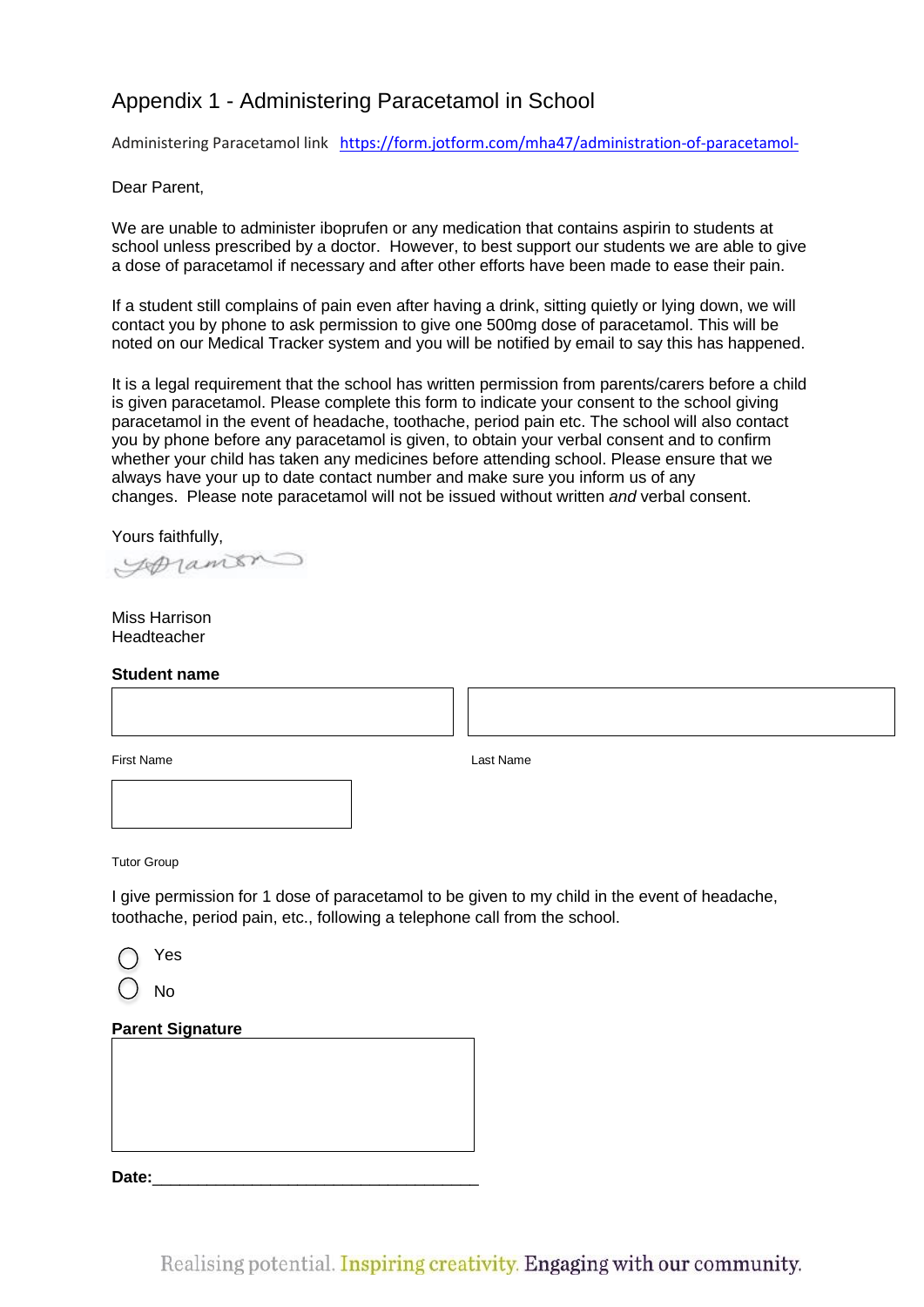# Appendix 1 - Administering Paracetamol in School

Administering Paracetamol link https://form.jotform.com/mha47/administration-of-paracetamol-

Dear Parent,

We are unable to administer ibuprofen or any medication that contains aspirin to students at school unless prescribed by a doctor. However, to best support our students we are able to give a dose of paracetamol if necessary and after other efforts have been made to ease their pain.

If a student still complains of pain even after having a drink, sitting quietly or lying down, we will contact you by phone to ask permission to give one 500mg dose of paracetamol. This will be noted on our Medical Tracker system and you will be notified by email to say this has happened.

It is a legal requirement that the school has written permission from parents/carers before a child is given paracetamol. Please complete this form to indicate your consent to the school giving paracetamol in the event of headache, toothache, period pain etc. The school will also contact you by phone before any paracetamol is given, to obtain your verbal consent and to confirm whether your child has taken any medicines before attending school. Please ensure that we always have your up to date contact number and make sure you inform us of any changes. Please note paracetamol will not be issued without written *and* verbal consent.

Yours faithfully,

Miss Harrison
Headteacher

**Student name**

First Name | Last Name

Tutor Group

I give permission for 1 dose of paracetamol to be given to my child in the event of headache, toothache, period pain, etc., following a telephone call from the school.

○ Yes

○ No

**Parent Signature**

**Date:**___________________________________

Realising potential. Inspiring creativity. Engaging with our community.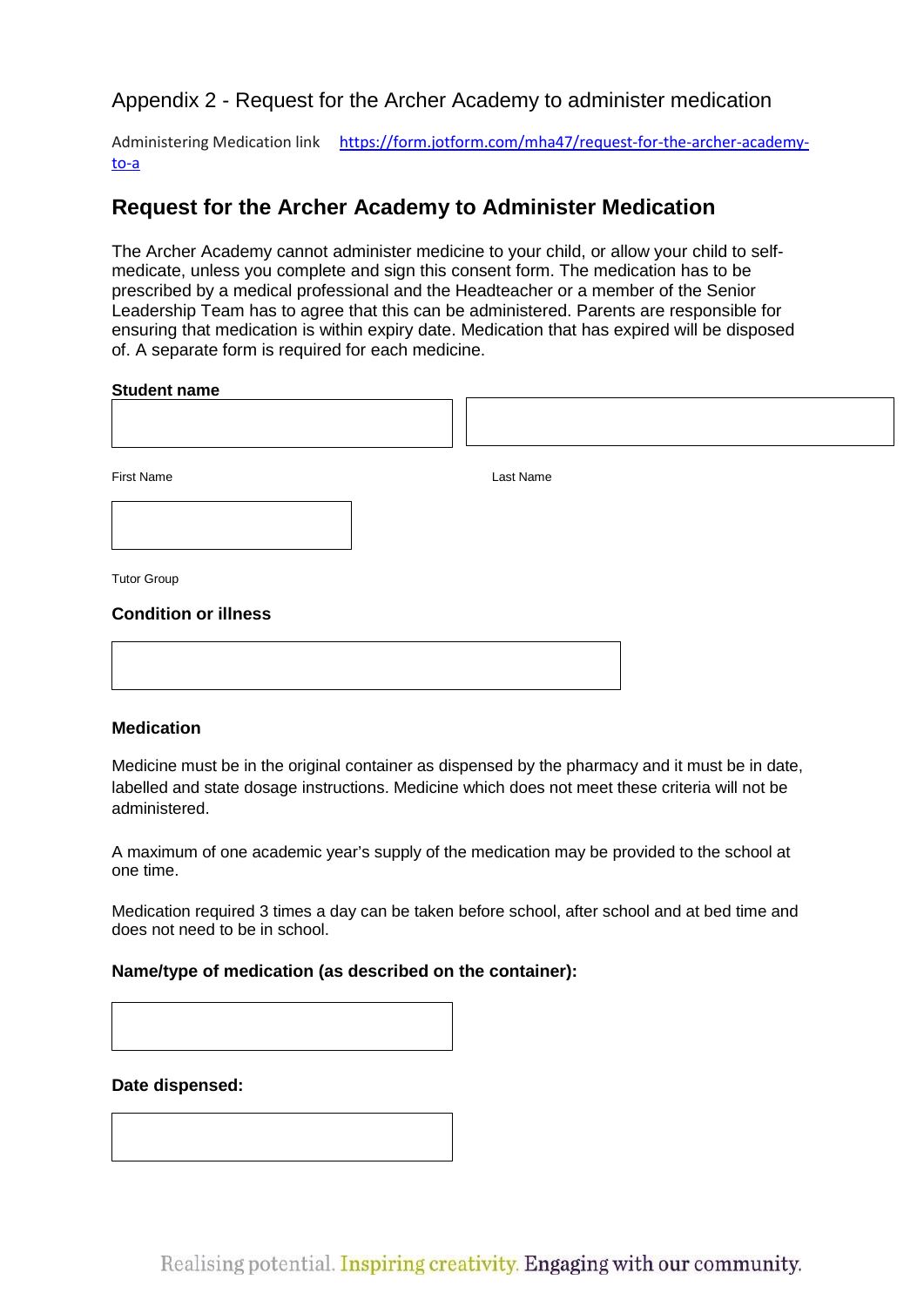Appendix 2 - Request for the Archer Academy to administer medication

Administering Medication link https://form.jotform.com/mha47/request-for-the-archer-academy-to-a

## Request for the Archer Academy to Administer Medication

The Archer Academy cannot administer medicine to your child, or allow your child to self-medicate, unless you complete and sign this consent form. The medication has to be prescribed by a medical professional and the Headteacher or a member of the Senior Leadership Team has to agree that this can be administered. Parents are responsible for ensuring that medication is within expiry date. Medication that has expired will be disposed of. A separate form is required for each medicine.

**Student name**

First Name

Last Name

Tutor Group

**Condition or illness**

**Medication**

Medicine must be in the original container as dispensed by the pharmacy and it must be in date, labelled and state dosage instructions. Medicine which does not meet these criteria will not be administered.

A maximum of one academic year's supply of the medication may be provided to the school at one time.

Medication required 3 times a day can be taken before school, after school and at bed time and does not need to be in school.

**Name/type of medication (as described on the container):**

**Date dispensed:**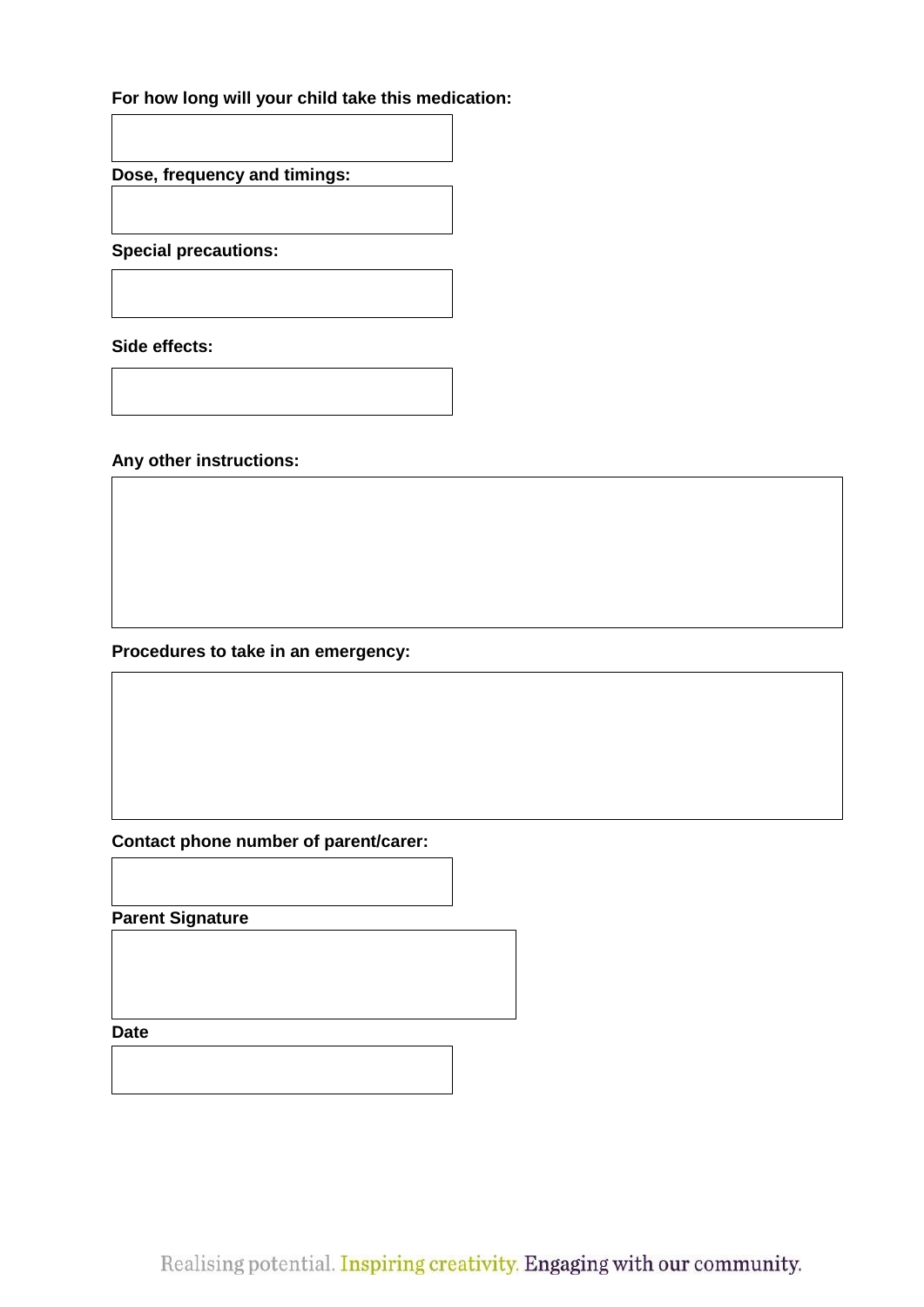**For how long will your child take this medication:**

**Dose, frequency and timings:**

**Special precautions:**

**Side effects:**

**Any other instructions:**

**Procedures to take in an emergency:**

**Contact phone number of parent/carer:**

**Parent Signature**

**Date**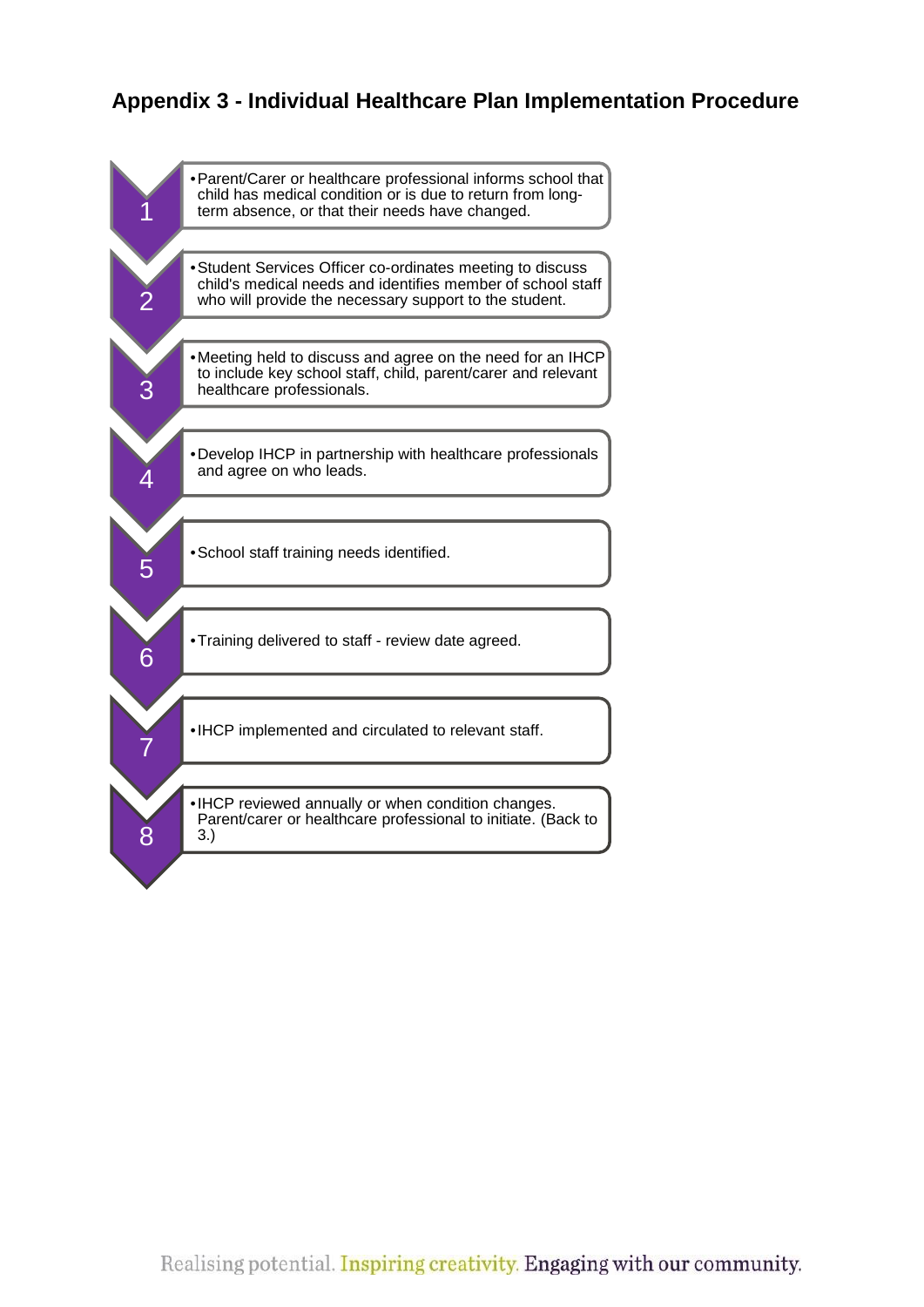## Appendix 3 - Individual Healthcare Plan Implementation Procedure

1. Parent/Carer or healthcare professional informs school that child has medical condition or is due to return from long-term absence, or that their needs have changed.
2. Student Services Officer co-ordinates meeting to discuss child's medical needs and identifies member of school staff who will provide the necessary support to the student.
3. Meeting held to discuss and agree on the need for an IHCP to include key school staff, child, parent/carer and relevant healthcare professionals.
4. Develop IHCP in partnership with healthcare professionals and agree on who leads.
5. School staff training needs identified.
6. Training delivered to staff - review date agreed.
7. IHCP implemented and circulated to relevant staff.
8. IHCP reviewed annually or when condition changes. Parent/carer or healthcare professional to initiate. (Back to 3.)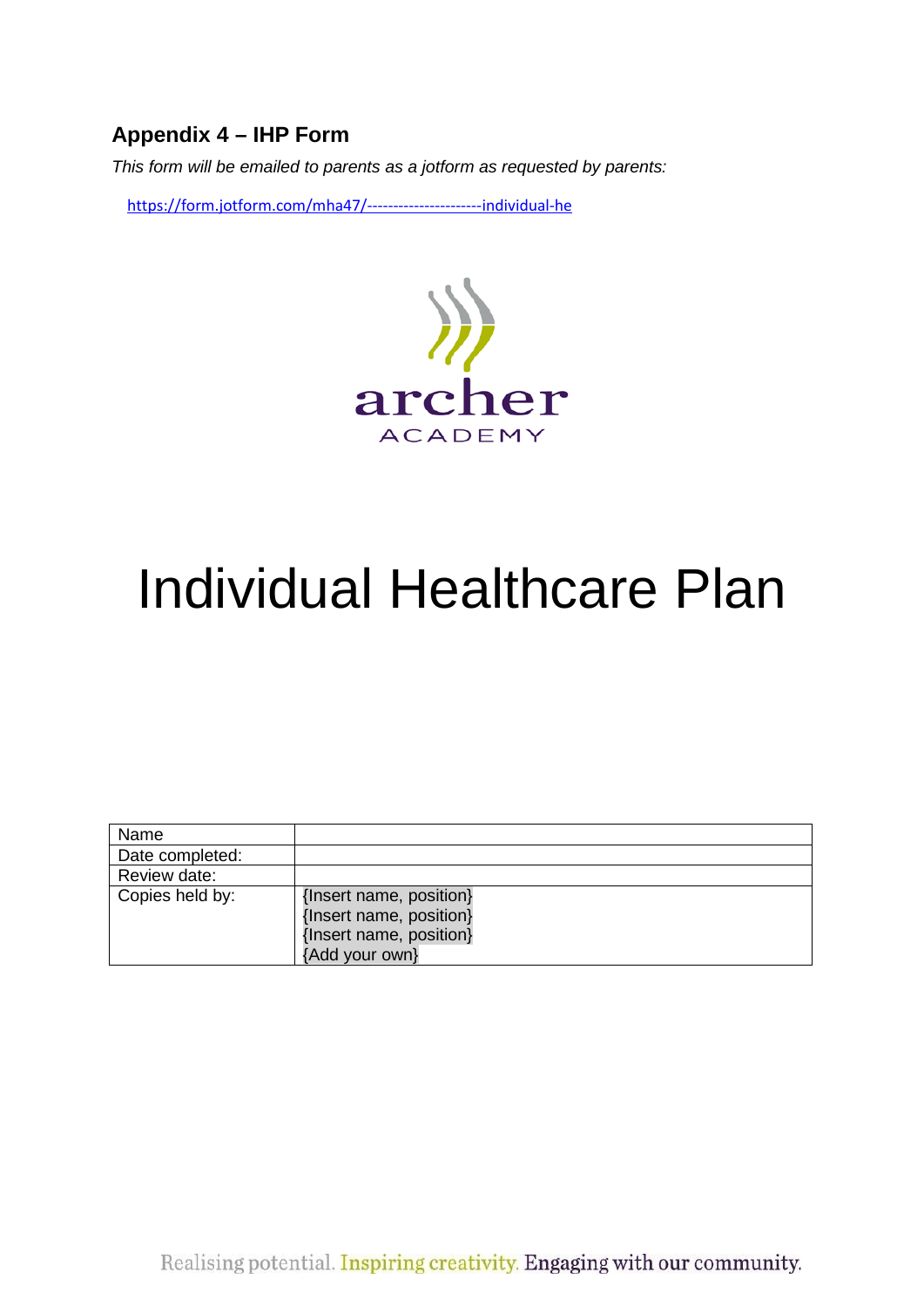## Appendix 4 – IHP Form

*This form will be emailed to parents as a jotform as requested by parents:*

https://form.jotform.com/mha47/----------------------individual-he

# Individual Healthcare Plan

| Name | |
|---|---|
| Date completed: | |
| Review date: | |
| Copies held by: | {Insert name, position}<br>{Insert name, position}<br>{Insert name, position}<br>{Add your own} |

Realising potential. Inspiring creativity. Engaging with our community.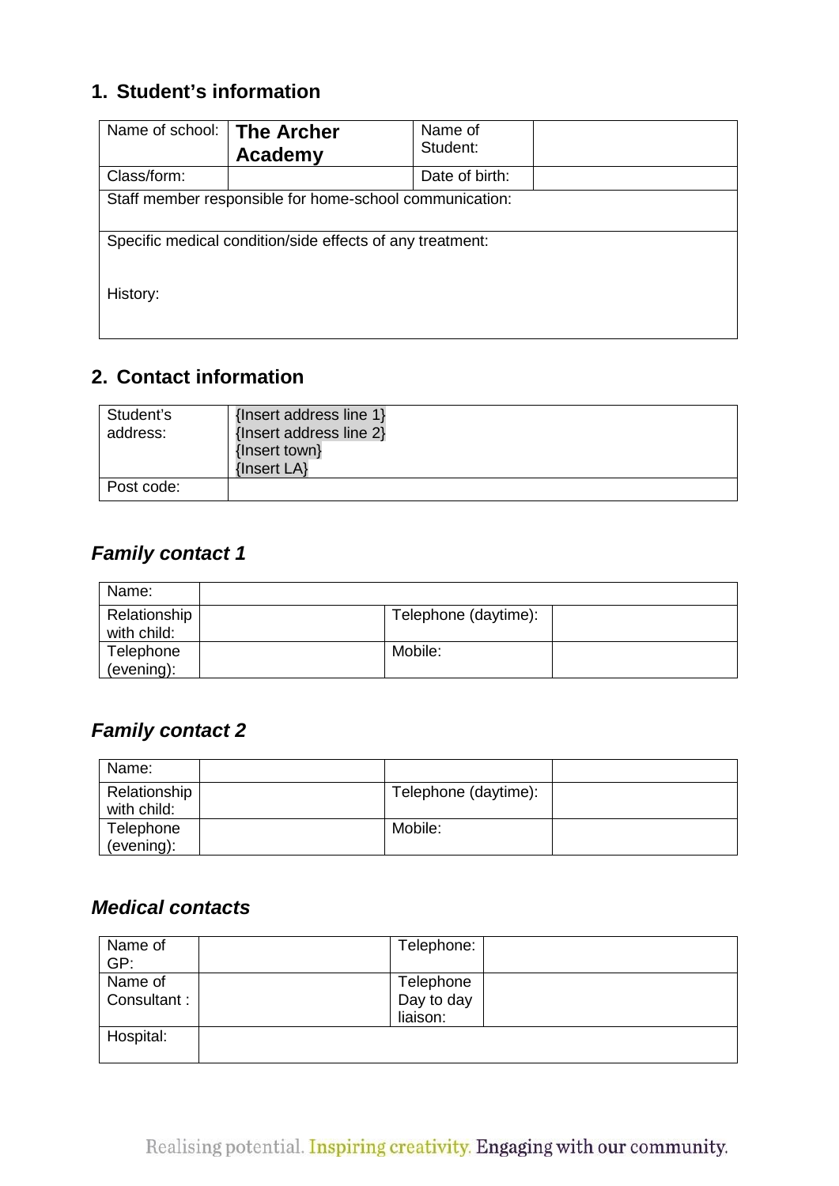## 1. Student's information

| Name of school: | **The Archer Academy** | Name of Student: | |
|---|---|---|---|
| Class/form: | | Date of birth: | |
| Staff member responsible for home-school communication: | | | |
| Specific medical condition/side effects of any treatment:<br><br>History: | | | |

## 2. Contact information

| Student's address: | {Insert address line 1}<br>{Insert address line 2}<br>{Insert town}<br>{Insert LA} |
|---|---|
| Post code: | |

### *Family contact 1*

| Name: | | | |
|---|---|---|---|
| Relationship with child: | | Telephone (daytime): | |
| Telephone (evening): | | Mobile: | |

### *Family contact 2*

| Name: | | | |
|---|---|---|---|
| Relationship with child: | | Telephone (daytime): | |
| Telephone (evening): | | Mobile: | |

### *Medical contacts*

| Name of GP: | | Telephone: | |
|---|---|---|---|
| Name of Consultant : | | Telephone Day to day liaison: | |
| Hospital: | | | |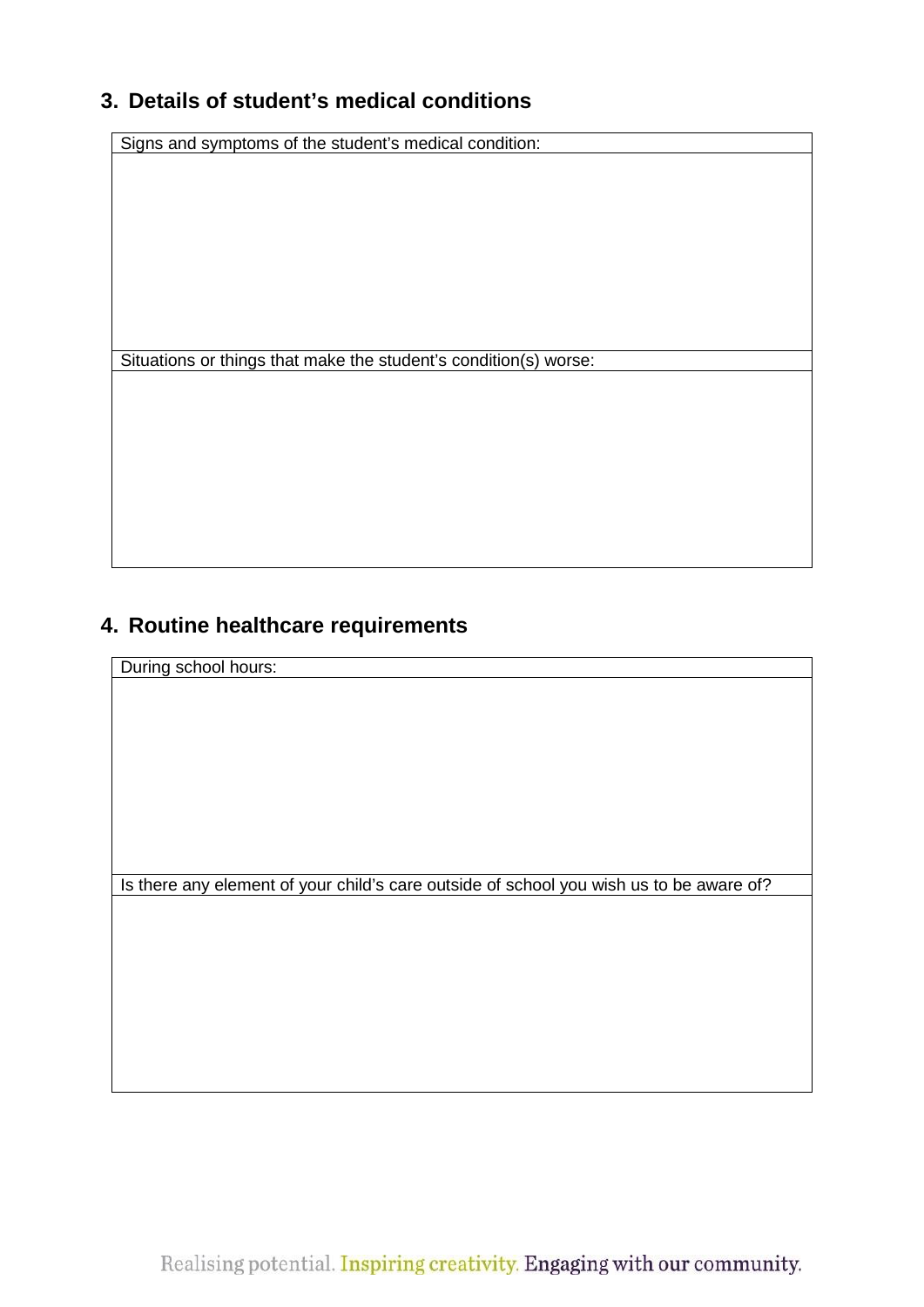## 3. Details of student's medical conditions

| Signs and symptoms of the student's medical condition: |
| --- |
| |
| Situations or things that make the student's condition(s) worse: |
| |

## 4. Routine healthcare requirements

| During school hours: |
| --- |
| |
| Is there any element of your child's care outside of school you wish us to be aware of? |
| |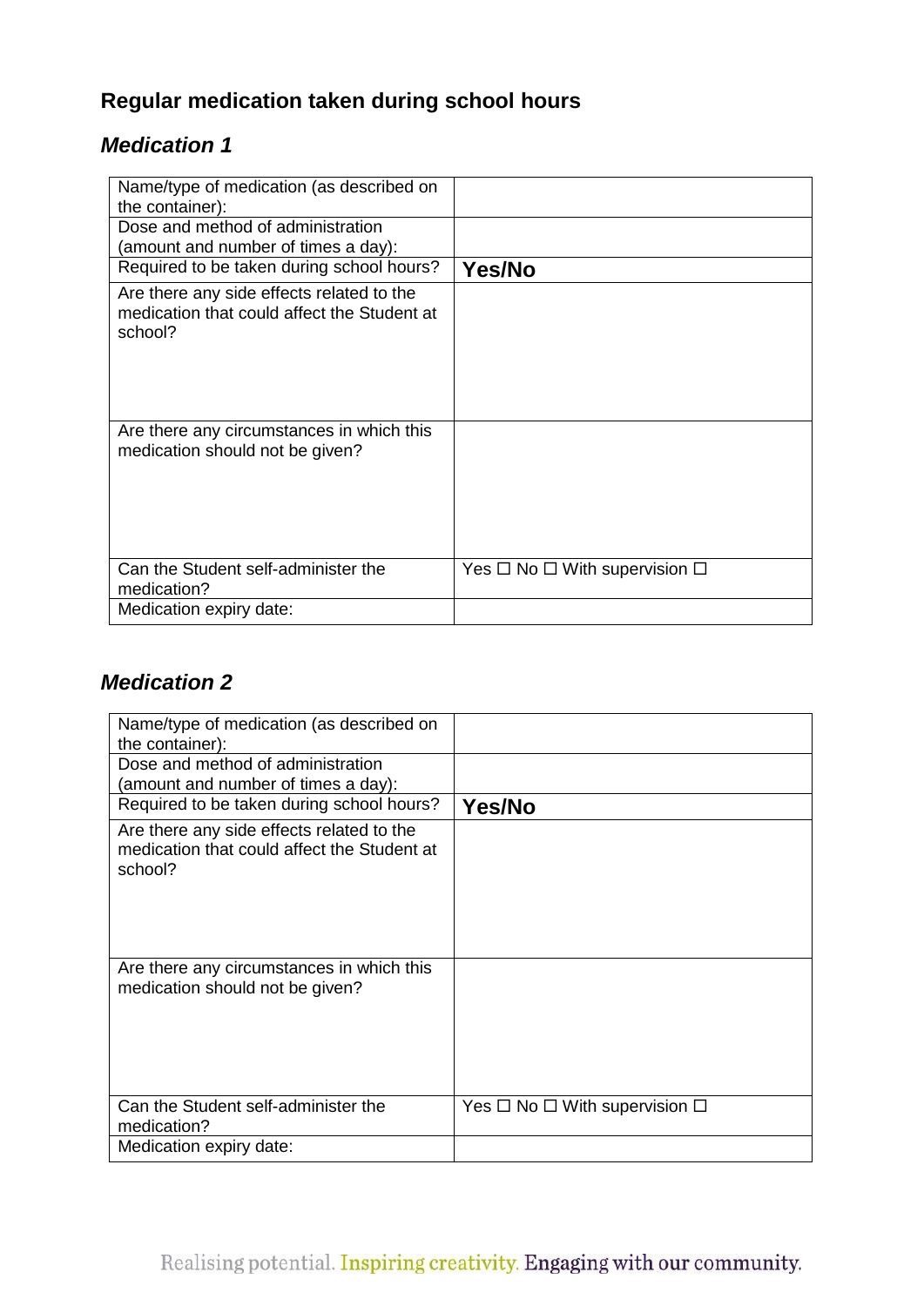## Regular medication taken during school hours

### *Medication 1*

| | |
|---|---|
| Name/type of medication (as described on the container): | |
| Dose and method of administration (amount and number of times a day): | |
| Required to be taken during school hours? | **Yes/No** |
| Are there any side effects related to the medication that could affect the Student at school? | |
| Are there any circumstances in which this medication should not be given? | |
| Can the Student self-administer the medication? | Yes ☐ No ☐ With supervision ☐ |
| Medication expiry date: | |

### *Medication 2*

| | |
|---|---|
| Name/type of medication (as described on the container): | |
| Dose and method of administration (amount and number of times a day): | |
| Required to be taken during school hours? | **Yes/No** |
| Are there any side effects related to the medication that could affect the Student at school? | |
| Are there any circumstances in which this medication should not be given? | |
| Can the Student self-administer the medication? | Yes ☐ No ☐ With supervision ☐ |
| Medication expiry date: | |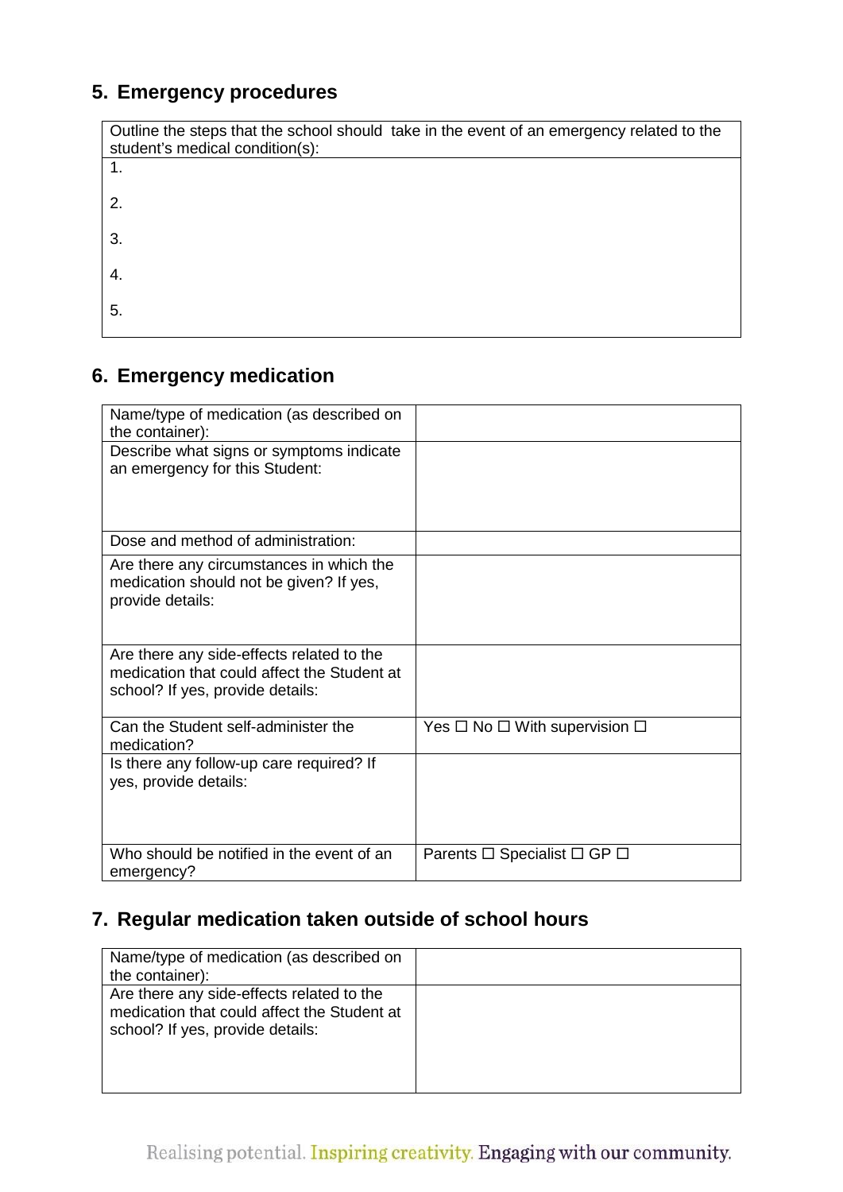## 5. Emergency procedures

| Outline the steps that the school should take in the event of an emergency related to the student's medical condition(s): |
|---|
| 1.<br><br>2.<br><br>3.<br><br>4.<br><br>5. |

## 6. Emergency medication

| | |
|---|---|
| Name/type of medication (as described on the container): | |
| Describe what signs or symptoms indicate an emergency for this Student: | |
| Dose and method of administration: | |
| Are there any circumstances in which the medication should not be given? If yes, provide details: | |
| Are there any side-effects related to the medication that could affect the Student at school? If yes, provide details: | |
| Can the Student self-administer the medication? | Yes ☐ No ☐ With supervision ☐ |
| Is there any follow-up care required? If yes, provide details: | |
| Who should be notified in the event of an emergency? | Parents ☐ Specialist ☐ GP ☐ |

## 7. Regular medication taken outside of school hours

| | |
|---|---|
| Name/type of medication (as described on the container): | |
| Are there any side-effects related to the medication that could affect the Student at school? If yes, provide details: | |

Realising potential. Inspiring creativity. Engaging with our community.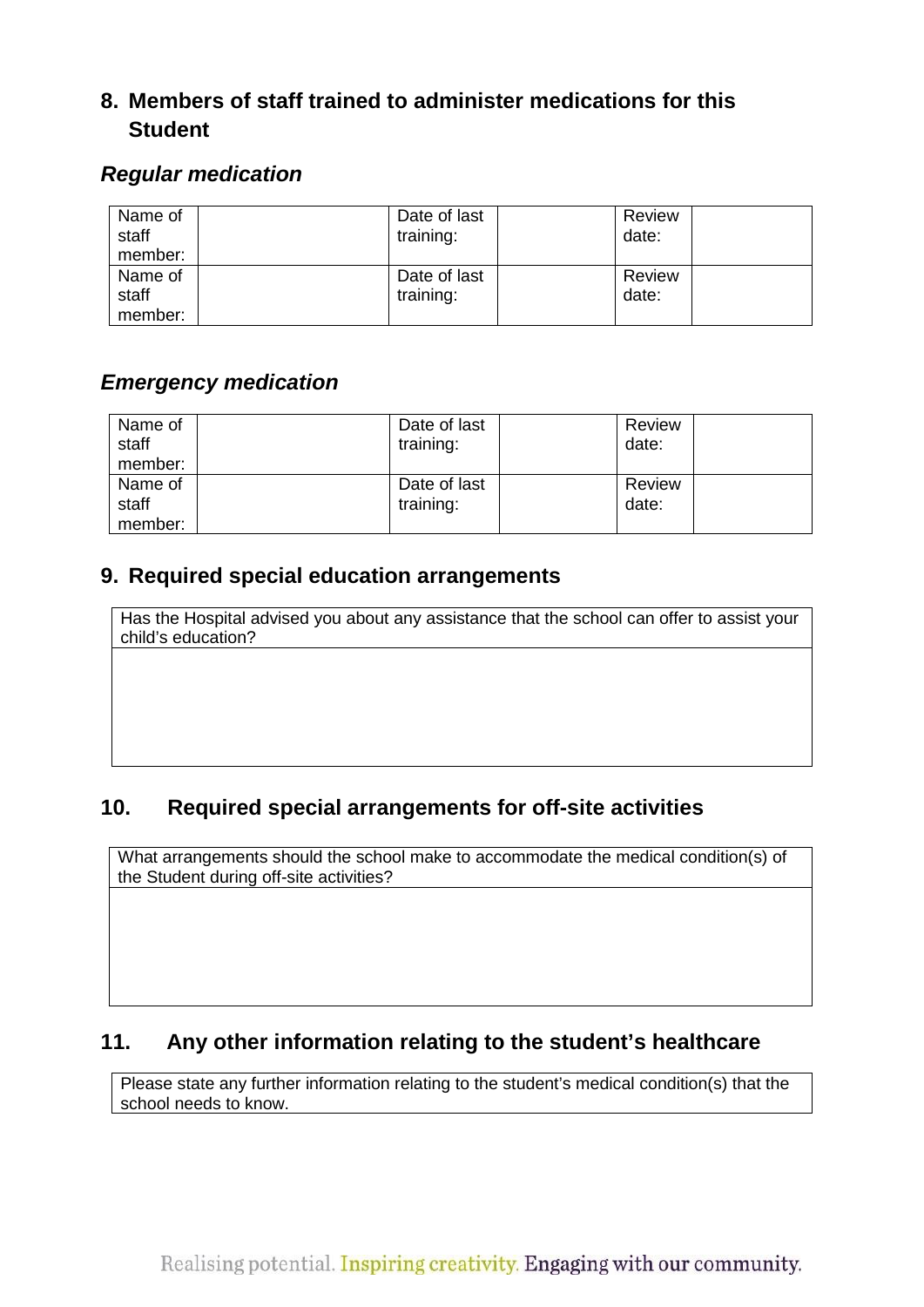## 8. Members of staff trained to administer medications for this Student

***Regular medication***

| Name of staff member: | | Date of last training: | | Review date: | |
|---|---|---|---|---|---|
| Name of staff member: | | Date of last training: | | Review date: | |

***Emergency medication***

| Name of staff member: | | Date of last training: | | Review date: | |
|---|---|---|---|---|---|
| Name of staff member: | | Date of last training: | | Review date: | |

## 9. Required special education arrangements

| Has the Hospital advised you about any assistance that the school can offer to assist your child's education? |
|---|
| |

## 10. Required special arrangements for off-site activities

| What arrangements should the school make to accommodate the medical condition(s) of the Student during off-site activities? |
|---|
| |

## 11. Any other information relating to the student's healthcare

| Please state any further information relating to the student's medical condition(s) that the school needs to know. |
|---|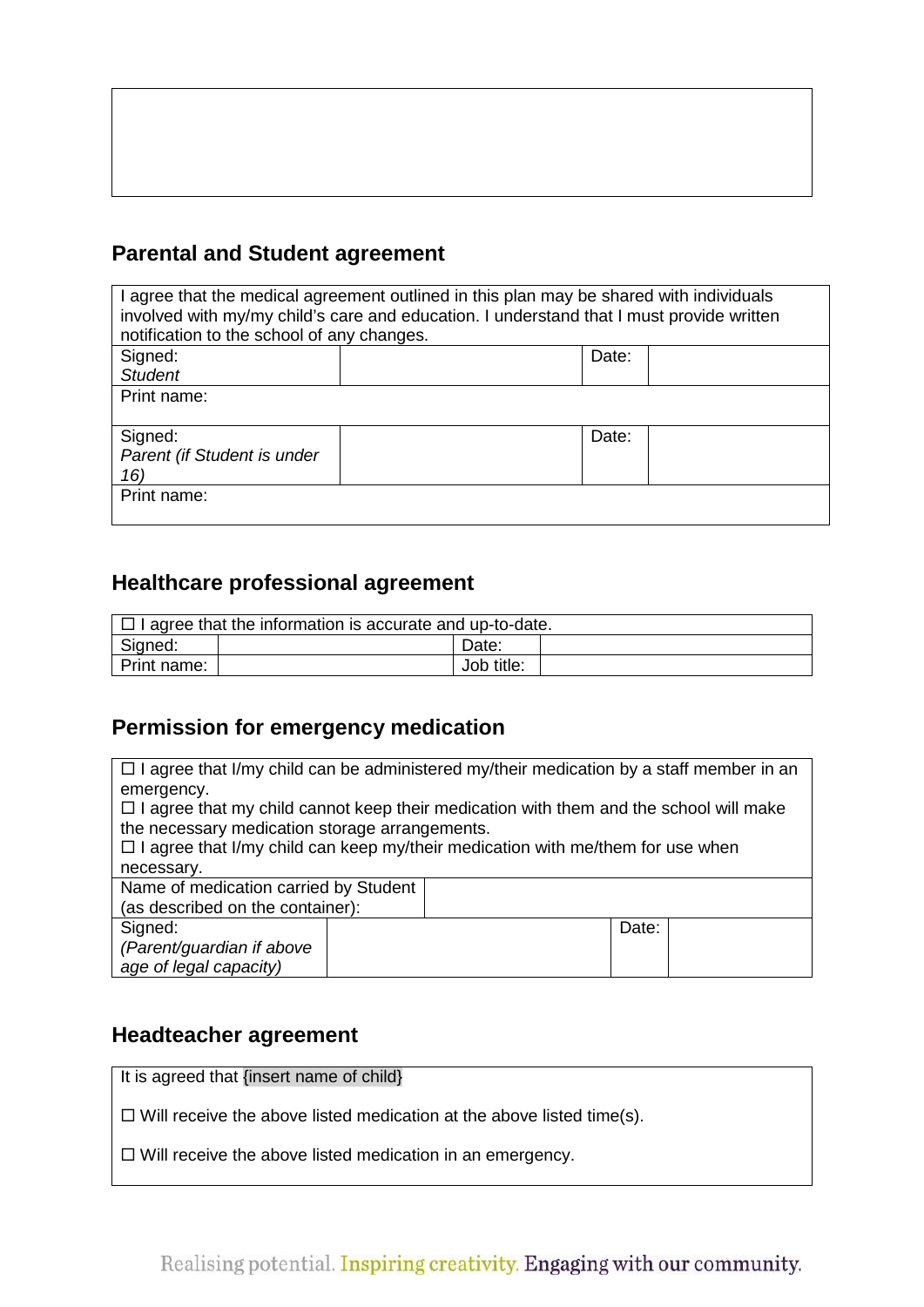|  |
| --- |
|  |

## Parental and Student agreement

| I agree that the medical agreement outlined in this plan may be shared with individuals involved with my/my child's care and education. I understand that I must provide written notification to the school of any changes. | | | |
| --- | --- | --- | --- |
| Signed: *Student* | | Date: | |
| Print name: | | | |
| Signed: *Parent (if Student is under 16)* | | Date: | |
| Print name: | | | |

## Healthcare professional agreement

| ☐ I agree that the information is accurate and up-to-date. | | | |
| --- | --- | --- | --- |
| Signed: | | Date: | |
| Print name: | | Job title: | |

## Permission for emergency medication

| ☐ I agree that I/my child can be administered my/their medication by a staff member in an emergency.<br>☐ I agree that my child cannot keep their medication with them and the school will make the necessary medication storage arrangements.<br>☐ I agree that I/my child can keep my/their medication with me/them for use when necessary. | | | |
| --- | --- | --- | --- |
| Name of medication carried by Student (as described on the container): | | | |
| Signed: *(Parent/guardian if above age of legal capacity)* | | Date: | |

## Headteacher agreement

| It is agreed that {insert name of child}<br><br>☐ Will receive the above listed medication at the above listed time(s).<br><br>☐ Will receive the above listed medication in an emergency. |
| --- |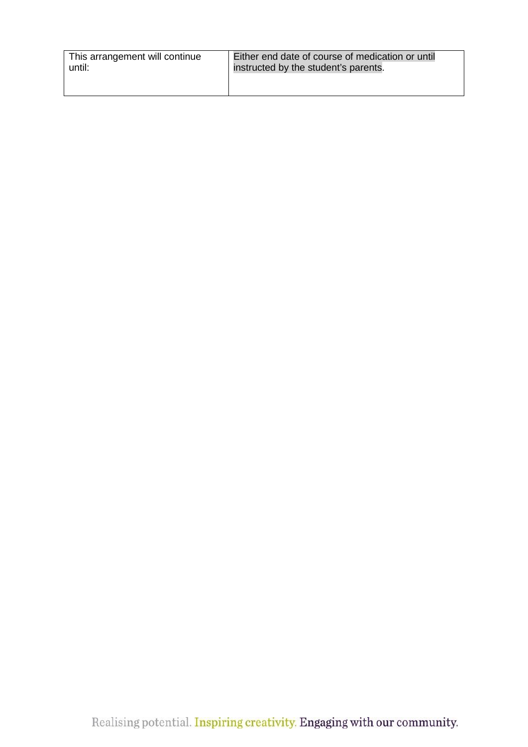| This arrangement will continue until: | Either end date of course of medication or until instructed by the student's parents. |
|---|---|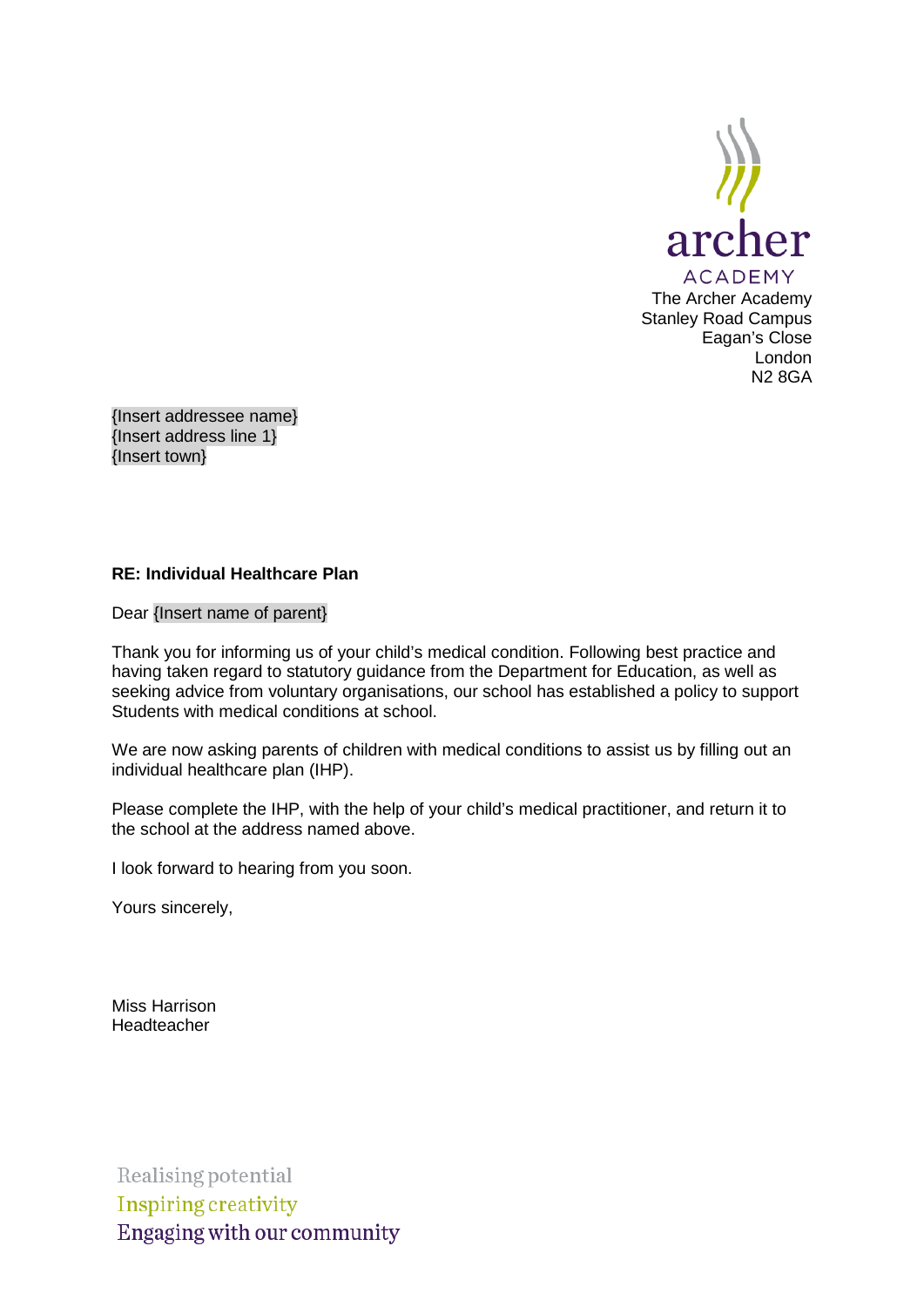archer
ACADEMY

The Archer Academy
Stanley Road Campus
Eagan's Close
London
N2 8GA

{Insert addressee name}
{Insert address line 1}
{Insert town}

**RE: Individual Healthcare Plan**

Dear {Insert name of parent}

Thank you for informing us of your child's medical condition. Following best practice and having taken regard to statutory guidance from the Department for Education, as well as seeking advice from voluntary organisations, our school has established a policy to support Students with medical conditions at school.

We are now asking parents of children with medical conditions to assist us by filling out an individual healthcare plan (IHP).

Please complete the IHP, with the help of your child's medical practitioner, and return it to the school at the address named above.

I look forward to hearing from you soon.

Yours sincerely,

Miss Harrison
Headteacher

Realising potential
Inspiring creativity
Engaging with our community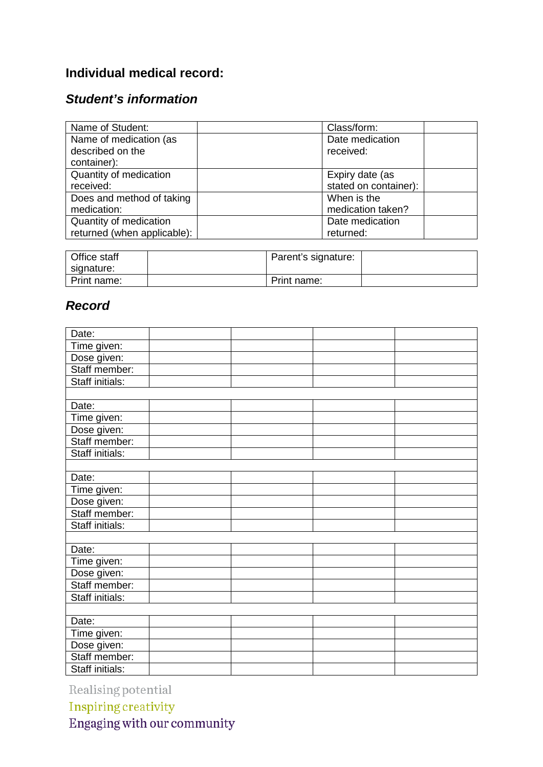## Individual medical record:

### *Student's information*

| Name of Student: | | Class/form: | |
|---|---|---|---|
| Name of medication (as described on the container): | | Date medication received: | |
| Quantity of medication received: | | Expiry date (as stated on container): | |
| Does and method of taking medication: | | When is the medication taken? | |
| Quantity of medication returned (when applicable): | | Date medication returned: | |

| Office staff signature: | | Parent's signature: | |
|---|---|---|---|
| Print name: | | Print name: | |

### *Record*

| Date: | | | | |
|---|---|---|---|---|
| Time given: | | | | |
| Dose given: | | | | |
| Staff member: | | | | |
| Staff initials: | | | | |
| | | | | |
| Date: | | | | |
| Time given: | | | | |
| Dose given: | | | | |
| Staff member: | | | | |
| Staff initials: | | | | |
| | | | | |
| Date: | | | | |
| Time given: | | | | |
| Dose given: | | | | |
| Staff member: | | | | |
| Staff initials: | | | | |
| | | | | |
| Date: | | | | |
| Time given: | | | | |
| Dose given: | | | | |
| Staff member: | | | | |
| Staff initials: | | | | |
| | | | | |
| Date: | | | | |
| Time given: | | | | |
| Dose given: | | | | |
| Staff member: | | | | |
| Staff initials: | | | | |

Realising potential
Inspiring creativity
Engaging with our community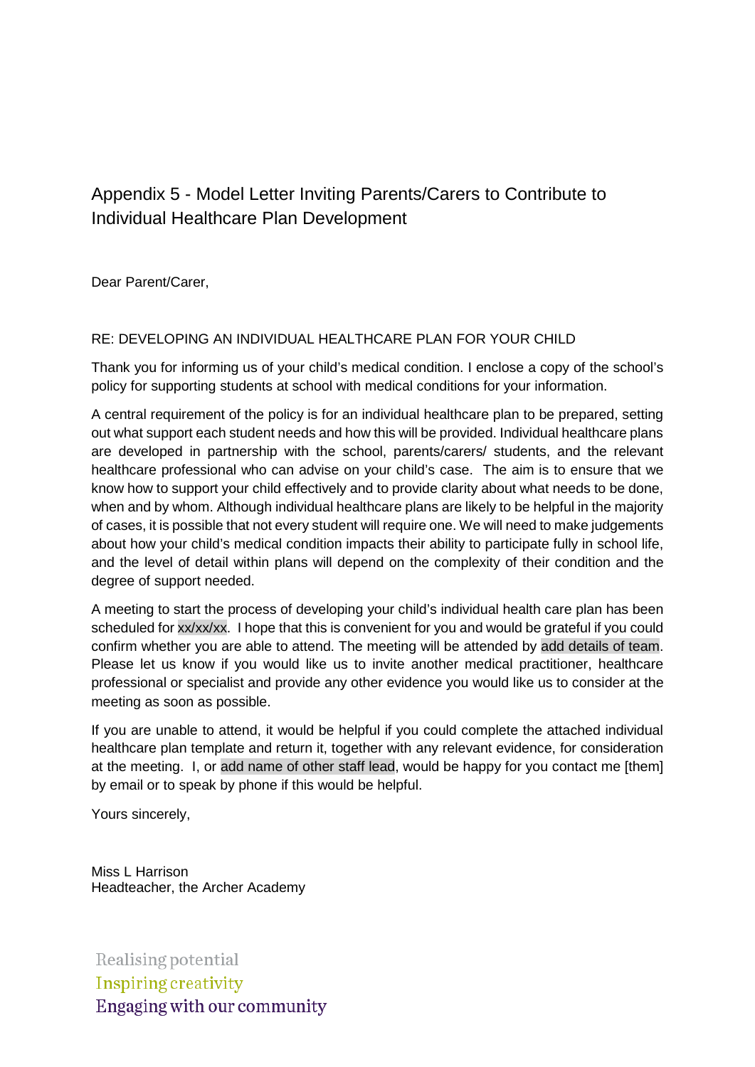# Appendix 5 - Model Letter Inviting Parents/Carers to Contribute to Individual Healthcare Plan Development

Dear Parent/Carer,

RE: DEVELOPING AN INDIVIDUAL HEALTHCARE PLAN FOR YOUR CHILD

Thank you for informing us of your child's medical condition. I enclose a copy of the school's policy for supporting students at school with medical conditions for your information.

A central requirement of the policy is for an individual healthcare plan to be prepared, setting out what support each student needs and how this will be provided. Individual healthcare plans are developed in partnership with the school, parents/carers/ students, and the relevant healthcare professional who can advise on your child's case. The aim is to ensure that we know how to support your child effectively and to provide clarity about what needs to be done, when and by whom. Although individual healthcare plans are likely to be helpful in the majority of cases, it is possible that not every student will require one. We will need to make judgements about how your child's medical condition impacts their ability to participate fully in school life, and the level of detail within plans will depend on the complexity of their condition and the degree of support needed.

A meeting to start the process of developing your child's individual health care plan has been scheduled for xx/xx/xx. I hope that this is convenient for you and would be grateful if you could confirm whether you are able to attend. The meeting will be attended by add details of team. Please let us know if you would like us to invite another medical practitioner, healthcare professional or specialist and provide any other evidence you would like us to consider at the meeting as soon as possible.

If you are unable to attend, it would be helpful if you could complete the attached individual healthcare plan template and return it, together with any relevant evidence, for consideration at the meeting. I, or add name of other staff lead, would be happy for you contact me [them] by email or to speak by phone if this would be helpful.

Yours sincerely,

Miss L Harrison  
Headteacher, the Archer Academy

Realising potential  
Inspiring creativity  
Engaging with our community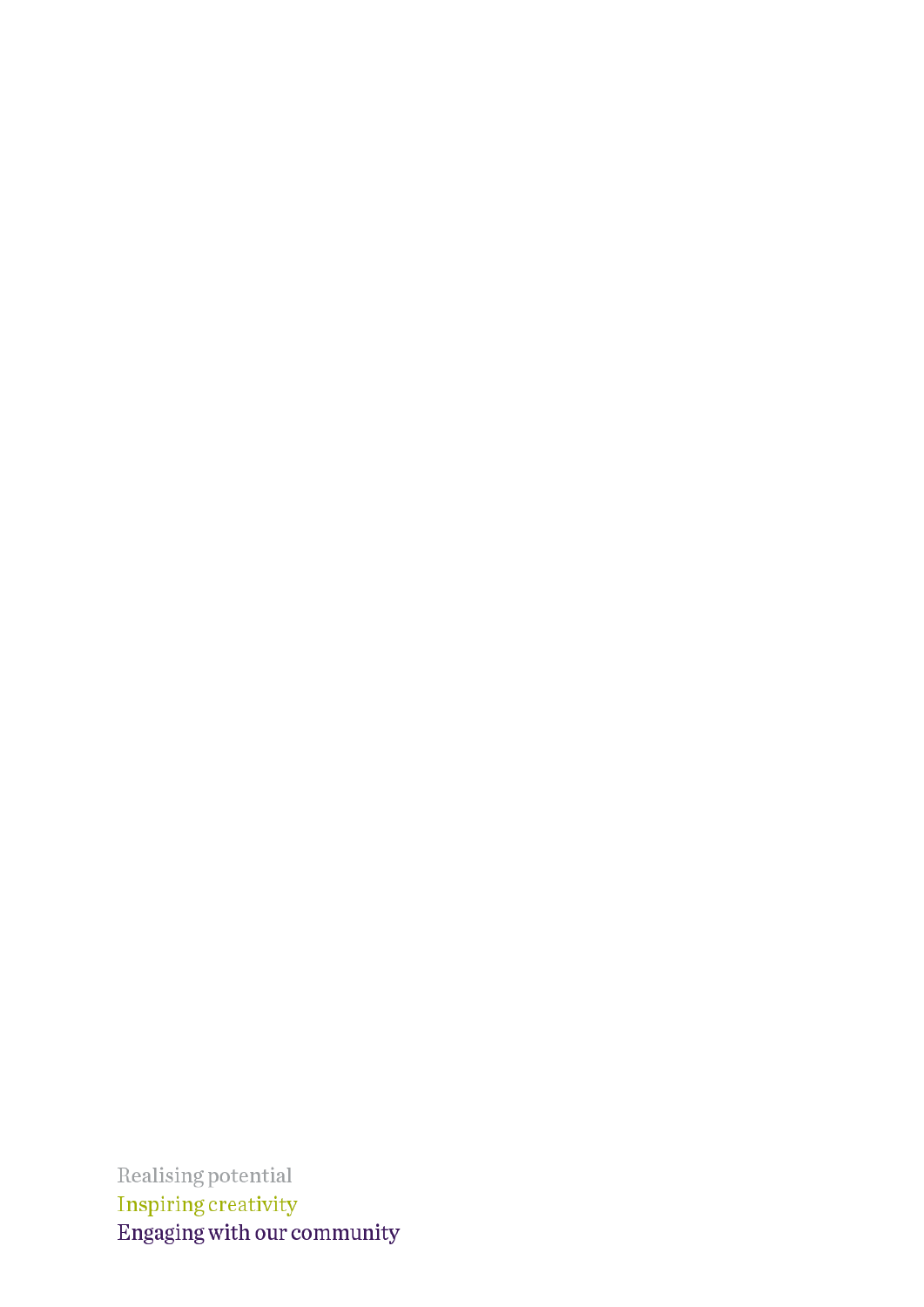Realising potential
Inspiring creativity
Engaging with our community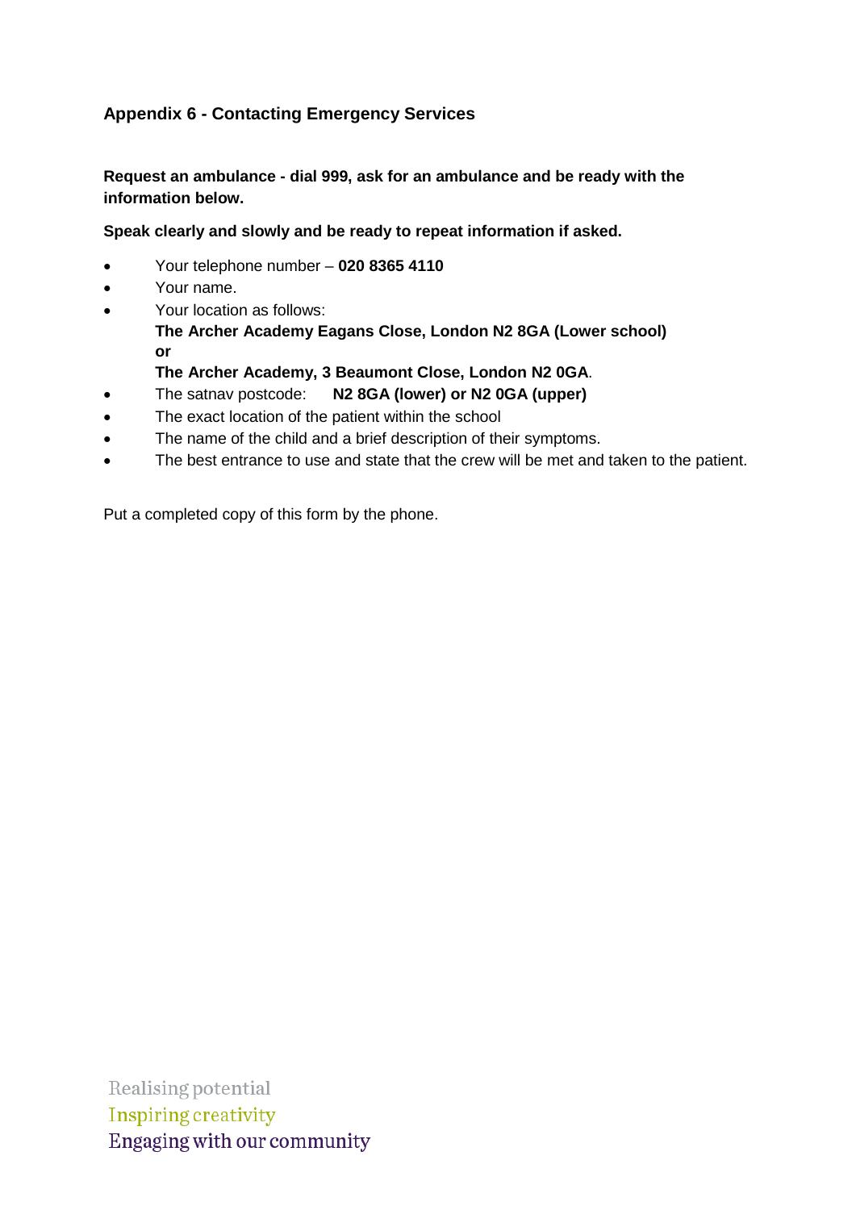## Appendix 6 - Contacting Emergency Services

**Request an ambulance - dial 999, ask for an ambulance and be ready with the information below.**

**Speak clearly and slowly and be ready to repeat information if asked.**

- Your telephone number – **020 8365 4110**
- Your name.
- Your location as follows:
  **The Archer Academy Eagans Close, London N2 8GA (Lower school)**
  **or**
  **The Archer Academy, 3 Beaumont Close, London N2 0GA**.
- The satnav postcode: **N2 8GA (lower) or N2 0GA (upper)**
- The exact location of the patient within the school
- The name of the child and a brief description of their symptoms.
- The best entrance to use and state that the crew will be met and taken to the patient.

Put a completed copy of this form by the phone.

Realising potential
Inspiring creativity
Engaging with our community